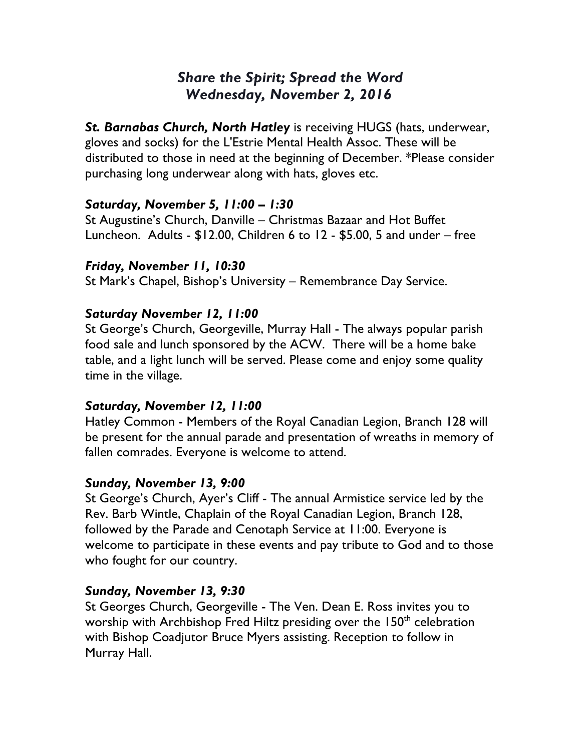# *Share the Spirit; Spread the Word*
# *Wednesday, November 2, 2016*

***St. Barnabas Church, North Hatley*** is receiving HUGS (hats, underwear, gloves and socks) for the L'Estrie Mental Health Assoc. These will be distributed to those in need at the beginning of December. *Please consider purchasing long underwear along with hats, gloves etc.

***Saturday, November 5, 11:00 – 1:30***
St Augustine's Church, Danville – Christmas Bazaar and Hot Buffet Luncheon. Adults - $12.00, Children 6 to 12 - $5.00, 5 and under – free

***Friday, November 11, 10:30***
St Mark's Chapel, Bishop's University – Remembrance Day Service.

***Saturday November 12, 11:00***
St George's Church, Georgeville, Murray Hall - The always popular parish food sale and lunch sponsored by the ACW. There will be a home bake table, and a light lunch will be served. Please come and enjoy some quality time in the village.

***Saturday, November 12, 11:00***
Hatley Common - Members of the Royal Canadian Legion, Branch 128 will be present for the annual parade and presentation of wreaths in memory of fallen comrades. Everyone is welcome to attend.

***Sunday, November 13, 9:00***
St George's Church, Ayer's Cliff - The annual Armistice service led by the Rev. Barb Wintle, Chaplain of the Royal Canadian Legion, Branch 128, followed by the Parade and Cenotaph Service at 11:00. Everyone is welcome to participate in these events and pay tribute to God and to those who fought for our country.

***Sunday, November 13, 9:30***
St Georges Church, Georgeville - The Ven. Dean E. Ross invites you to worship with Archbishop Fred Hiltz presiding over the 150th celebration with Bishop Coadjutor Bruce Myers assisting. Reception to follow in Murray Hall.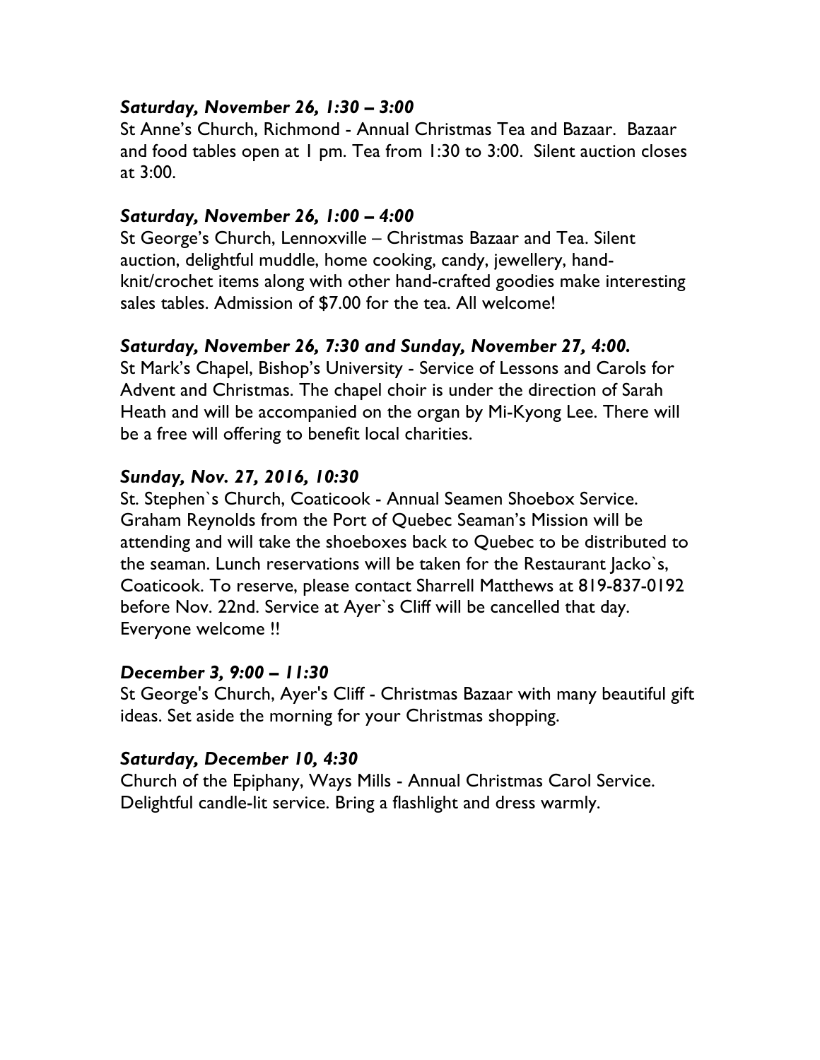***Saturday, November 26, 1:30 – 3:00***

St Anne's Church, Richmond - Annual Christmas Tea and Bazaar. Bazaar and food tables open at 1 pm. Tea from 1:30 to 3:00. Silent auction closes at 3:00.

***Saturday, November 26, 1:00 – 4:00***

St George's Church, Lennoxville – Christmas Bazaar and Tea. Silent auction, delightful muddle, home cooking, candy, jewellery, hand-knit/crochet items along with other hand-crafted goodies make interesting sales tables. Admission of $7.00 for the tea. All welcome!

***Saturday, November 26, 7:30 and Sunday, November 27, 4:00.***

St Mark's Chapel, Bishop's University - Service of Lessons and Carols for Advent and Christmas. The chapel choir is under the direction of Sarah Heath and will be accompanied on the organ by Mi-Kyong Lee. There will be a free will offering to benefit local charities.

***Sunday, Nov. 27, 2016, 10:30***

St. Stephen`s Church, Coaticook - Annual Seamen Shoebox Service. Graham Reynolds from the Port of Quebec Seaman's Mission will be attending and will take the shoeboxes back to Quebec to be distributed to the seaman. Lunch reservations will be taken for the Restaurant Jacko`s, Coaticook. To reserve, please contact Sharrell Matthews at 819-837-0192 before Nov. 22nd. Service at Ayer`s Cliff will be cancelled that day. Everyone welcome !!

***December 3, 9:00 – 11:30***

St George's Church, Ayer's Cliff - Christmas Bazaar with many beautiful gift ideas. Set aside the morning for your Christmas shopping.

***Saturday, December 10, 4:30***

Church of the Epiphany, Ways Mills - Annual Christmas Carol Service. Delightful candle-lit service. Bring a flashlight and dress warmly.